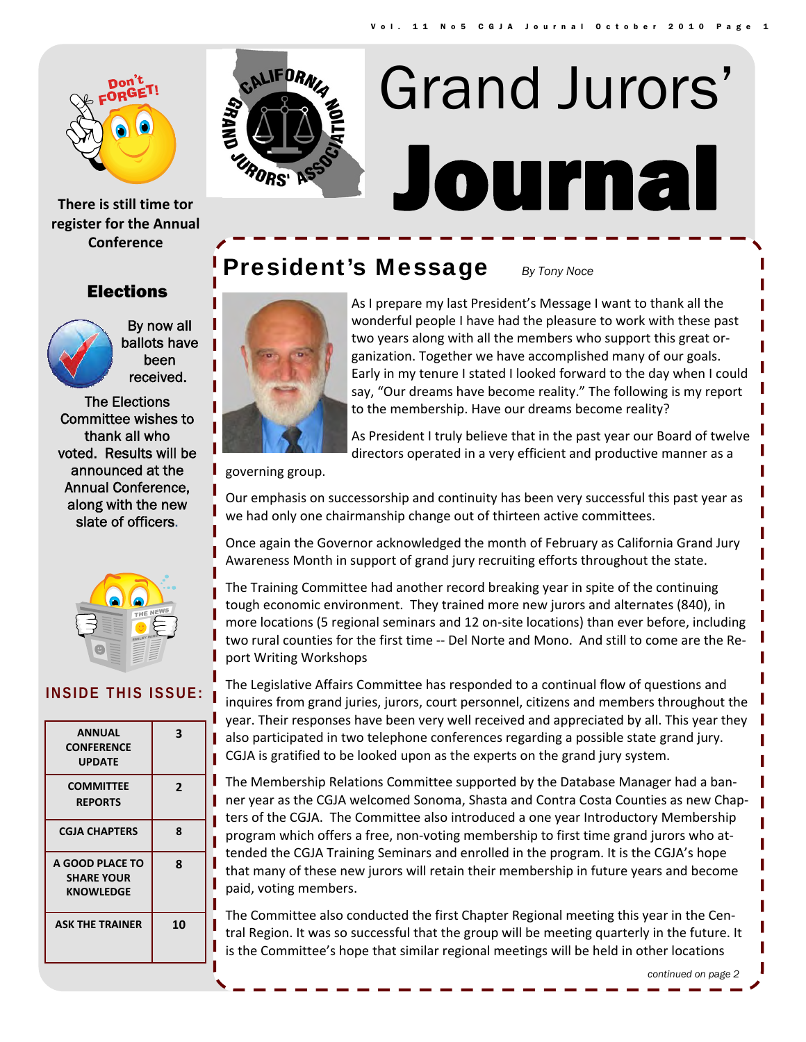# Grand Jurors' Journal

**Don't FORGET!**

**There is still time tor register for the Annual Conference**

## Elections

By now all ballots have been received.

The Elections Committee wishes to thank all who voted. Results will be announced at the Annual Conference, along with the new slate of officers.

## INSIDE THIS ISSUE:

| | |
|---|---|
| ANNUAL CONFERENCE UPDATE | 3 |
| COMMITTEE REPORTS | 2 |
| CGJA CHAPTERS | 8 |
| A GOOD PLACE TO SHARE YOUR KNOWLEDGE | 8 |
| ASK THE TRAINER | 10 |

## President's Message

*By Tony Noce*

As I prepare my last President's Message I want to thank all the wonderful people I have had the pleasure to work with these past two years along with all the members who support this great organization. Together we have accomplished many of our goals. Early in my tenure I stated I looked forward to the day when I could say, "Our dreams have become reality." The following is my report to the membership. Have our dreams become reality?

As President I truly believe that in the past year our Board of twelve directors operated in a very efficient and productive manner as a governing group.

Our emphasis on successorship and continuity has been very successful this past year as we had only one chairmanship change out of thirteen active committees.

Once again the Governor acknowledged the month of February as California Grand Jury Awareness Month in support of grand jury recruiting efforts throughout the state.

The Training Committee had another record breaking year in spite of the continuing tough economic environment. They trained more new jurors and alternates (840), in more locations (5 regional seminars and 12 on-site locations) than ever before, including two rural counties for the first time -- Del Norte and Mono. And still to come are the Report Writing Workshops

The Legislative Affairs Committee has responded to a continual flow of questions and inquires from grand juries, jurors, court personnel, citizens and members throughout the year. Their responses have been very well received and appreciated by all. This year they also participated in two telephone conferences regarding a possible state grand jury. CGJA is gratified to be looked upon as the experts on the grand jury system.

The Membership Relations Committee supported by the Database Manager had a banner year as the CGJA welcomed Sonoma, Shasta and Contra Costa Counties as new Chapters of the CGJA. The Committee also introduced a one year Introductory Membership program which offers a free, non-voting membership to first time grand jurors who attended the CGJA Training Seminars and enrolled in the program. It is the CGJA's hope that many of these new jurors will retain their membership in future years and become paid, voting members.

The Committee also conducted the first Chapter Regional meeting this year in the Central Region. It was so successful that the group will be meeting quarterly in the future. It is the Committee's hope that similar regional meetings will be held in other locations

*continued on page 2*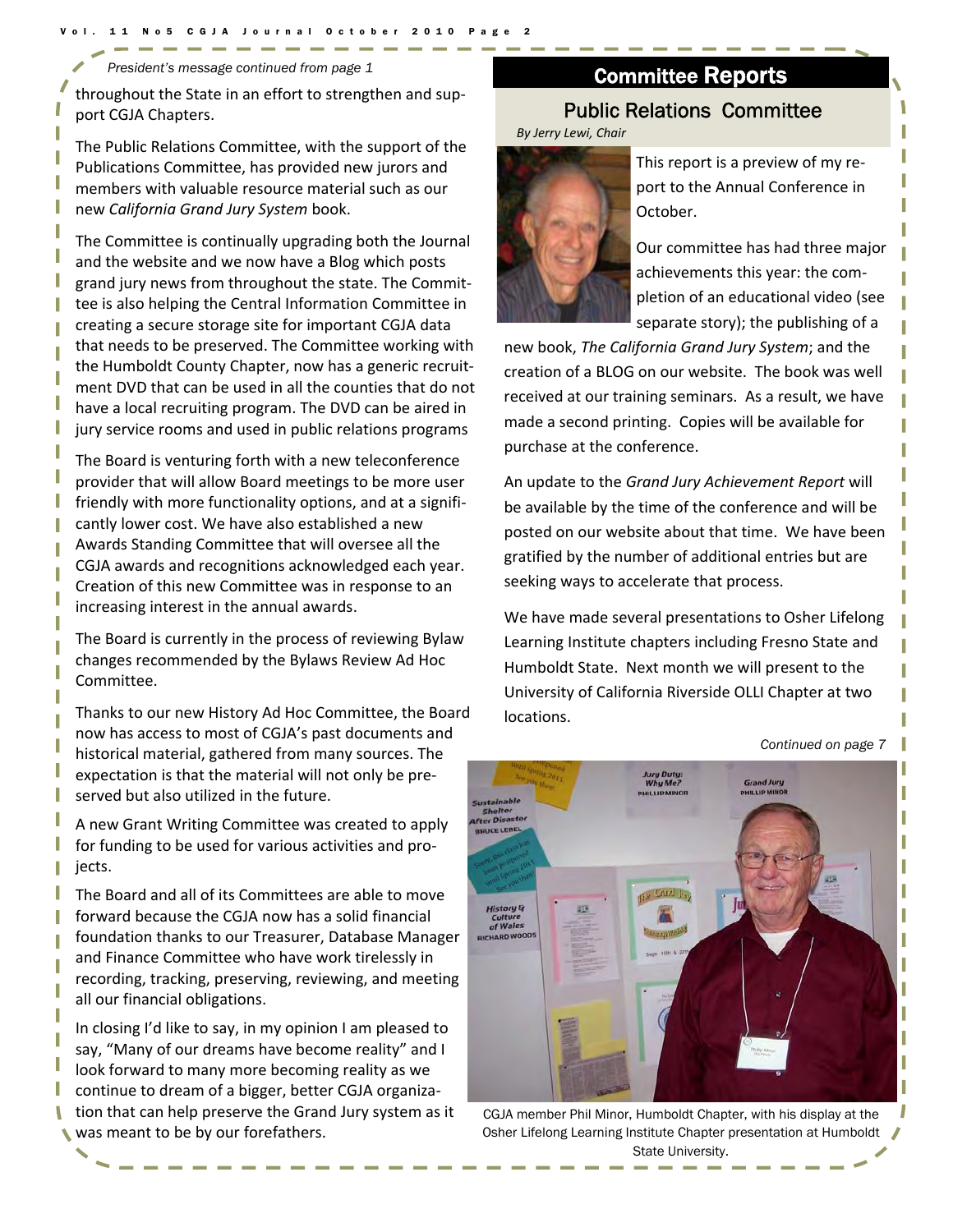*President's message continued from page 1*

throughout the State in an effort to strengthen and support CGJA Chapters.

The Public Relations Committee, with the support of the Publications Committee, has provided new jurors and members with valuable resource material such as our new *California Grand Jury System* book.

The Committee is continually upgrading both the Journal and the website and we now have a Blog which posts grand jury news from throughout the state. The Committee is also helping the Central Information Committee in creating a secure storage site for important CGJA data that needs to be preserved. The Committee working with the Humboldt County Chapter, now has a generic recruitment DVD that can be used in all the counties that do not have a local recruiting program. The DVD can be aired in jury service rooms and used in public relations programs

The Board is venturing forth with a new teleconference provider that will allow Board meetings to be more user friendly with more functionality options, and at a significantly lower cost. We have also established a new Awards Standing Committee that will oversee all the CGJA awards and recognitions acknowledged each year. Creation of this new Committee was in response to an increasing interest in the annual awards.

The Board is currently in the process of reviewing Bylaw changes recommended by the Bylaws Review Ad Hoc Committee.

Thanks to our new History Ad Hoc Committee, the Board now has access to most of CGJA's past documents and historical material, gathered from many sources. The expectation is that the material will not only be preserved but also utilized in the future.

A new Grant Writing Committee was created to apply for funding to be used for various activities and projects.

The Board and all of its Committees are able to move forward because the CGJA now has a solid financial foundation thanks to our Treasurer, Database Manager and Finance Committee who have work tirelessly in recording, tracking, preserving, reviewing, and meeting all our financial obligations.

In closing I'd like to say, in my opinion I am pleased to say, "Many of our dreams have become reality" and I look forward to many more becoming reality as we continue to dream of a bigger, better CGJA organization that can help preserve the Grand Jury system as it was meant to be by our forefathers.

# Committee Reports

## Public Relations Committee

*By Jerry Lewi, Chair*

This report is a preview of my report to the Annual Conference in October.

Our committee has had three major achievements this year: the completion of an educational video (see separate story); the publishing of a new book, *The California Grand Jury System*; and the creation of a BLOG on our website. The book was well received at our training seminars. As a result, we have made a second printing. Copies will be available for purchase at the conference.

An update to the *Grand Jury Achievement Report* will be available by the time of the conference and will be posted on our website about that time. We have been gratified by the number of additional entries but are seeking ways to accelerate that process.

We have made several presentations to Osher Lifelong Learning Institute chapters including Fresno State and Humboldt State. Next month we will present to the University of California Riverside OLLI Chapter at two locations.

*Continued on page 7*

CGJA member Phil Minor, Humboldt Chapter, with his display at the Osher Lifelong Learning Institute Chapter presentation at Humboldt State University.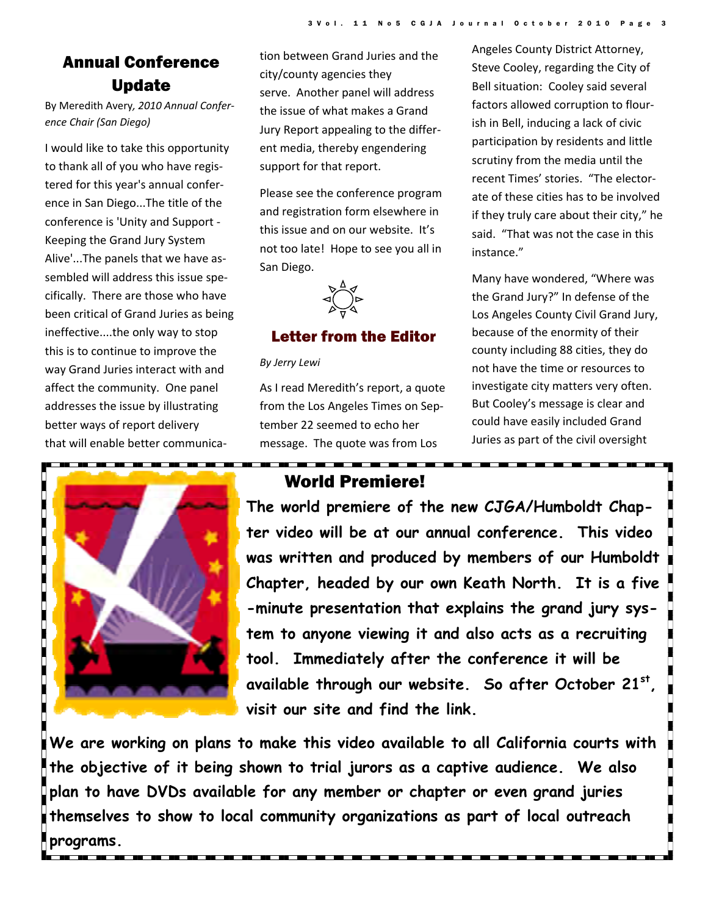## Annual Conference Update

*By Meredith Avery, 2010 Annual Conference Chair (San Diego)*

I would like to take this opportunity to thank all of you who have registered for this year's annual conference in San Diego...The title of the conference is 'Unity and Support - Keeping the Grand Jury System Alive'...The panels that we have assembled will address this issue specifically. There are those who have been critical of Grand Juries as being ineffective....the only way to stop this is to continue to improve the way Grand Juries interact with and affect the community. One panel addresses the issue by illustrating better ways of report delivery that will enable better communication between Grand Juries and the city/county agencies they serve. Another panel will address the issue of what makes a Grand Jury Report appealing to the different media, thereby engendering support for that report.

Please see the conference program and registration form elsewhere in this issue and on our website. It's not too late! Hope to see you all in San Diego.

## Letter from the Editor

*By Jerry Lewi*

As I read Meredith's report, a quote from the Los Angeles Times on September 22 seemed to echo her message. The quote was from Los Angeles County District Attorney, Steve Cooley, regarding the City of Bell situation: Cooley said several factors allowed corruption to flourish in Bell, inducing a lack of civic participation by residents and little scrutiny from the media until the recent Times' stories. "The electorate of these cities has to be involved if they truly care about their city," he said. "That was not the case in this instance."

Many have wondered, "Where was the Grand Jury?" In defense of the Los Angeles County Civil Grand Jury, because of the enormity of their county including 88 cities, they do not have the time or resources to investigate city matters very often. But Cooley's message is clear and could have easily included Grand Juries as part of the civil oversight

## World Premiere!

**The world premiere of the new CJGA/Humboldt Chapter video will be at our annual conference. This video was written and produced by members of our Humboldt Chapter, headed by our own Keath North. It is a five-minute presentation that explains the grand jury system to anyone viewing it and also acts as a recruiting tool. Immediately after the conference it will be available through our website. So after October 21st, visit our site and find the link.**

**We are working on plans to make this video available to all California courts with the objective of it being shown to trial jurors as a captive audience. We also plan to have DVDs available for any member or chapter or even grand juries themselves to show to local community organizations as part of local outreach programs.**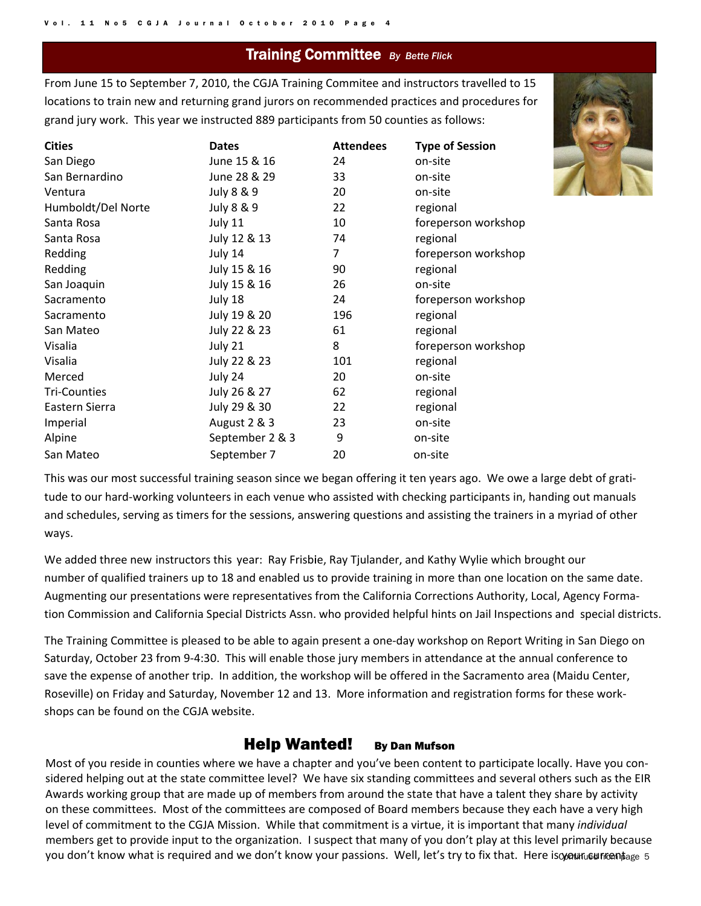## Training Committee *By Bette Flick*

From June 15 to September 7, 2010, the CGJA Training Commitee and instructors travelled to 15 locations to train new and returning grand jurors on recommended practices and procedures for grand jury work. This year we instructed 889 participants from 50 counties as follows:

| Cities | Dates | Attendees | Type of Session |
|---|---|---|---|
| San Diego | June 15 & 16 | 24 | on-site |
| San Bernardino | June 28 & 29 | 33 | on-site |
| Ventura | July 8 & 9 | 20 | on-site |
| Humboldt/Del Norte | July 8 & 9 | 22 | regional |
| Santa Rosa | July 11 | 10 | foreperson workshop |
| Santa Rosa | July 12 & 13 | 74 | regional |
| Redding | July 14 | 7 | foreperson workshop |
| Redding | July 15 & 16 | 90 | regional |
| San Joaquin | July 15 & 16 | 26 | on-site |
| Sacramento | July 18 | 24 | foreperson workshop |
| Sacramento | July 19 & 20 | 196 | regional |
| San Mateo | July 22 & 23 | 61 | regional |
| Visalia | July 21 | 8 | foreperson workshop |
| Visalia | July 22 & 23 | 101 | regional |
| Merced | July 24 | 20 | on-site |
| Tri-Counties | July 26 & 27 | 62 | regional |
| Eastern Sierra | July 29 & 30 | 22 | regional |
| Imperial | August 2 & 3 | 23 | on-site |
| Alpine | September 2 & 3 | 9 | on-site |
| San Mateo | September 7 | 20 | on-site |

This was our most successful training season since we began offering it ten years ago. We owe a large debt of gratitude to our hard-working volunteers in each venue who assisted with checking participants in, handing out manuals and schedules, serving as timers for the sessions, answering questions and assisting the trainers in a myriad of other ways.

We added three new instructors this year: Ray Frisbie, Ray Tjulander, and Kathy Wylie which brought our number of qualified trainers up to 18 and enabled us to provide training in more than one location on the same date. Augmenting our presentations were representatives from the California Corrections Authority, Local, Agency Formation Commission and California Special Districts Assn. who provided helpful hints on Jail Inspections and special districts.

The Training Committee is pleased to be able to again present a one-day workshop on Report Writing in San Diego on Saturday, October 23 from 9-4:30. This will enable those jury members in attendance at the annual conference to save the expense of another trip. In addition, the workshop will be offered in the Sacramento area (Maidu Center, Roseville) on Friday and Saturday, November 12 and 13. More information and registration forms for these workshops can be found on the CGJA website.

## Help Wanted! **By Dan Mufson**

Most of you reside in counties where we have a chapter and you've been content to participate locally. Have you considered helping out at the state committee level? We have six standing committees and several others such as the EIR Awards working group that are made up of members from around the state that have a talent they share by activity on these committees. Most of the committees are composed of Board members because they each have a very high level of commitment to the CGJA Mission. While that commitment is a virtue, it is important that many *individual* members get to provide input to the organization. I suspect that many of you don't play at this level primarily because you don't know what is required and we don't know your passions. Well, let's try to fix that. Here is your current

continued on page 5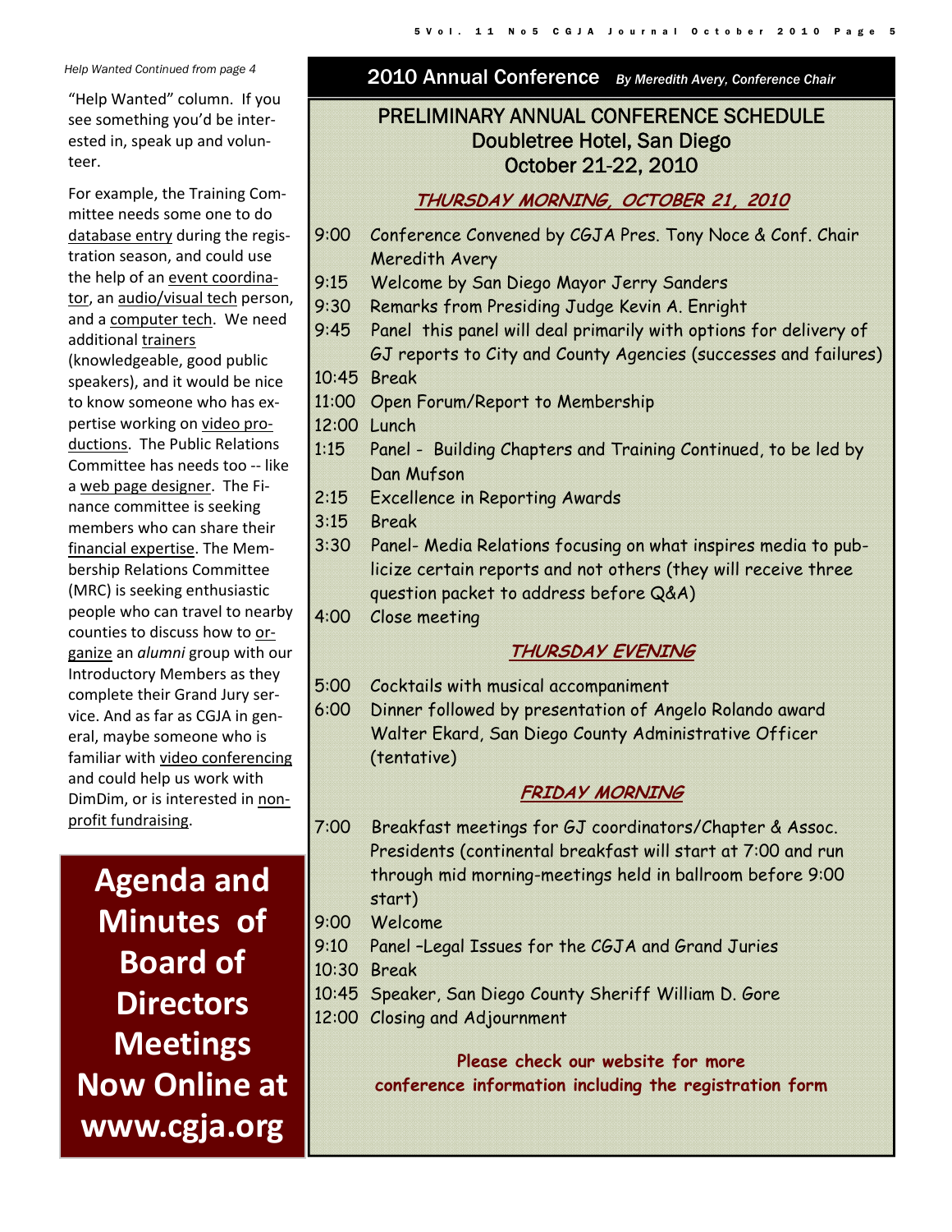*Help Wanted Continued from page 4*

"Help Wanted" column. If you see something you'd be interested in, speak up and volunteer.

For example, the Training Committee needs some one to do database entry during the registration season, and could use the help of an event coordinator, an audio/visual tech person, and a computer tech. We need additional trainers (knowledgeable, good public speakers), and it would be nice to know someone who has expertise working on video productions. The Public Relations Committee has needs too -- like a web page designer. The Finance committee is seeking members who can share their financial expertise. The Membership Relations Committee (MRC) is seeking enthusiastic people who can travel to nearby counties to discuss how to organize an *alumni* group with our Introductory Members as they complete their Grand Jury service. And as far as CGJA in general, maybe someone who is familiar with video conferencing and could help us work with DimDim, or is interested in nonprofit fundraising.

**Agenda and Minutes of Board of Directors Meetings Now Online at www.cgja.org**

## 2010 Annual Conference *By Meredith Avery, Conference Chair*

### PRELIMINARY ANNUAL CONFERENCE SCHEDULE
### Doubletree Hotel, San Diego
### October 21-22, 2010

#### THURSDAY MORNING, OCTOBER 21, 2010

- 9:00 Conference Convened by CGJA Pres. Tony Noce & Conf. Chair Meredith Avery
- 9:15 Welcome by San Diego Mayor Jerry Sanders
- 9:30 Remarks from Presiding Judge Kevin A. Enright
- 9:45 Panel this panel will deal primarily with options for delivery of GJ reports to City and County Agencies (successes and failures)
- 10:45 Break
- 11:00 Open Forum/Report to Membership
- 12:00 Lunch
- 1:15 Panel - Building Chapters and Training Continued, to be led by Dan Mufson
- 2:15 Excellence in Reporting Awards
- 3:15 Break
- 3:30 Panel- Media Relations focusing on what inspires media to publicize certain reports and not others (they will receive three question packet to address before Q&A)
- 4:00 Close meeting

#### THURSDAY EVENING

- 5:00 Cocktails with musical accompaniment
- 6:00 Dinner followed by presentation of Angelo Rolando award Walter Ekard, San Diego County Administrative Officer (tentative)

#### FRIDAY MORNING

- 7:00 Breakfast meetings for GJ coordinators/Chapter & Assoc. Presidents (continental breakfast will start at 7:00 and run through mid morning-meetings held in ballroom before 9:00 start)
- 9:00 Welcome
- 9:10 Panel –Legal Issues for the CGJA and Grand Juries
- 10:30 Break
- 10:45 Speaker, San Diego County Sheriff William D. Gore
- 12:00 Closing and Adjournment

**Please check our website for more conference information including the registration form**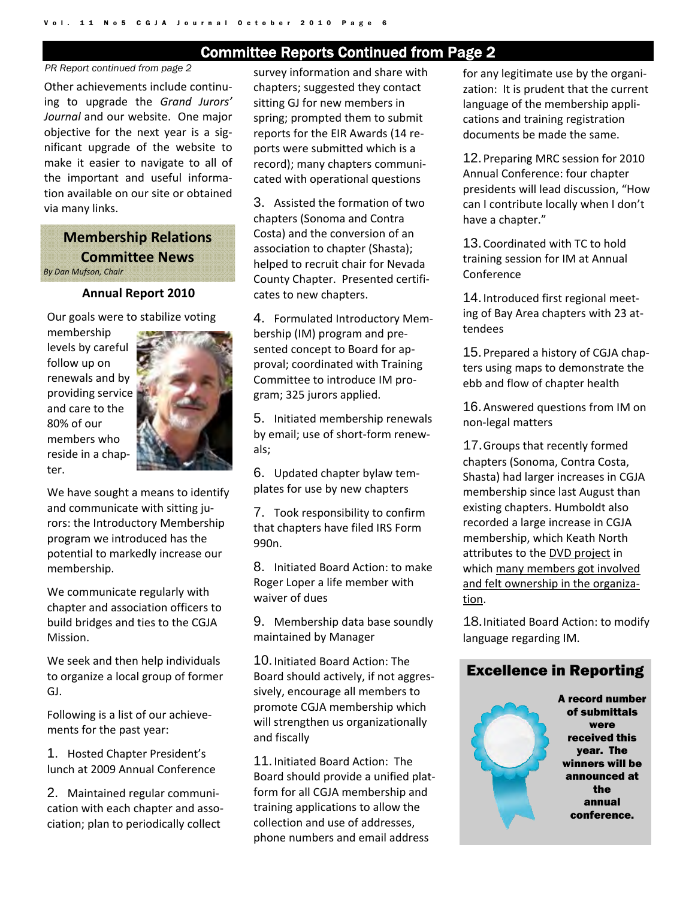## Committee Reports Continued from Page 2

*PR Report continued from page 2*

Other achievements include continuing to upgrade the *Grand Jurors' Journal* and our website. One major objective for the next year is a significant upgrade of the website to make it easier to navigate to all of the important and useful information available on our site or obtained via many links.

### Membership Relations Committee News

*By Dan Mufson, Chair*

**Annual Report 2010**

Our goals were to stabilize voting membership levels by careful follow up on renewals and by providing service and care to the 80% of our members who reside in a chapter.

We have sought a means to identify and communicate with sitting jurors: the Introductory Membership program we introduced has the potential to markedly increase our membership.

We communicate regularly with chapter and association officers to build bridges and ties to the CGJA Mission.

We seek and then help individuals to organize a local group of former GJ.

Following is a list of our achievements for the past year:

1. Hosted Chapter President's lunch at 2009 Annual Conference
2. Maintained regular communication with each chapter and association; plan to periodically collect survey information and share with chapters; suggested they contact sitting GJ for new members in spring; prompted them to submit reports for the EIR Awards (14 reports were submitted which is a record); many chapters communicated with operational questions
3. Assisted the formation of two chapters (Sonoma and Contra Costa) and the conversion of an association to chapter (Shasta); helped to recruit chair for Nevada County Chapter. Presented certificates to new chapters.
4. Formulated Introductory Membership (IM) program and presented concept to Board for approval; coordinated with Training Committee to introduce IM program; 325 jurors applied.
5. Initiated membership renewals by email; use of short-form renewals;
6. Updated chapter bylaw templates for use by new chapters
7. Took responsibility to confirm that chapters have filed IRS Form 990n.
8. Initiated Board Action: to make Roger Loper a life member with waiver of dues
9. Membership data base soundly maintained by Manager
10. Initiated Board Action: The Board should actively, if not aggressively, encourage all members to promote CGJA membership which will strengthen us organizationally and fiscally
11. Initiated Board Action: The Board should provide a unified platform for all CGJA membership and training applications to allow the collection and use of addresses, phone numbers and email address for any legitimate use by the organization: It is prudent that the current language of the membership applications and training registration documents be made the same.
12. Preparing MRC session for 2010 Annual Conference: four chapter presidents will lead discussion, "How can I contribute locally when I don't have a chapter."
13. Coordinated with TC to hold training session for IM at Annual Conference
14. Introduced first regional meeting of Bay Area chapters with 23 attendees
15. Prepared a history of CGJA chapters using maps to demonstrate the ebb and flow of chapter health
16. Answered questions from IM on non-legal matters
17. Groups that recently formed chapters (Sonoma, Contra Costa, Shasta) had larger increases in CGJA membership since last August than existing chapters. Humboldt also recorded a large increase in CGJA membership, which Keath North attributes to the DVD project in which many members got involved and felt ownership in the organization.
18. Initiated Board Action: to modify language regarding IM.

### Excellence in Reporting

**A record number of submittals were received this year. The winners will be announced at the annual conference.**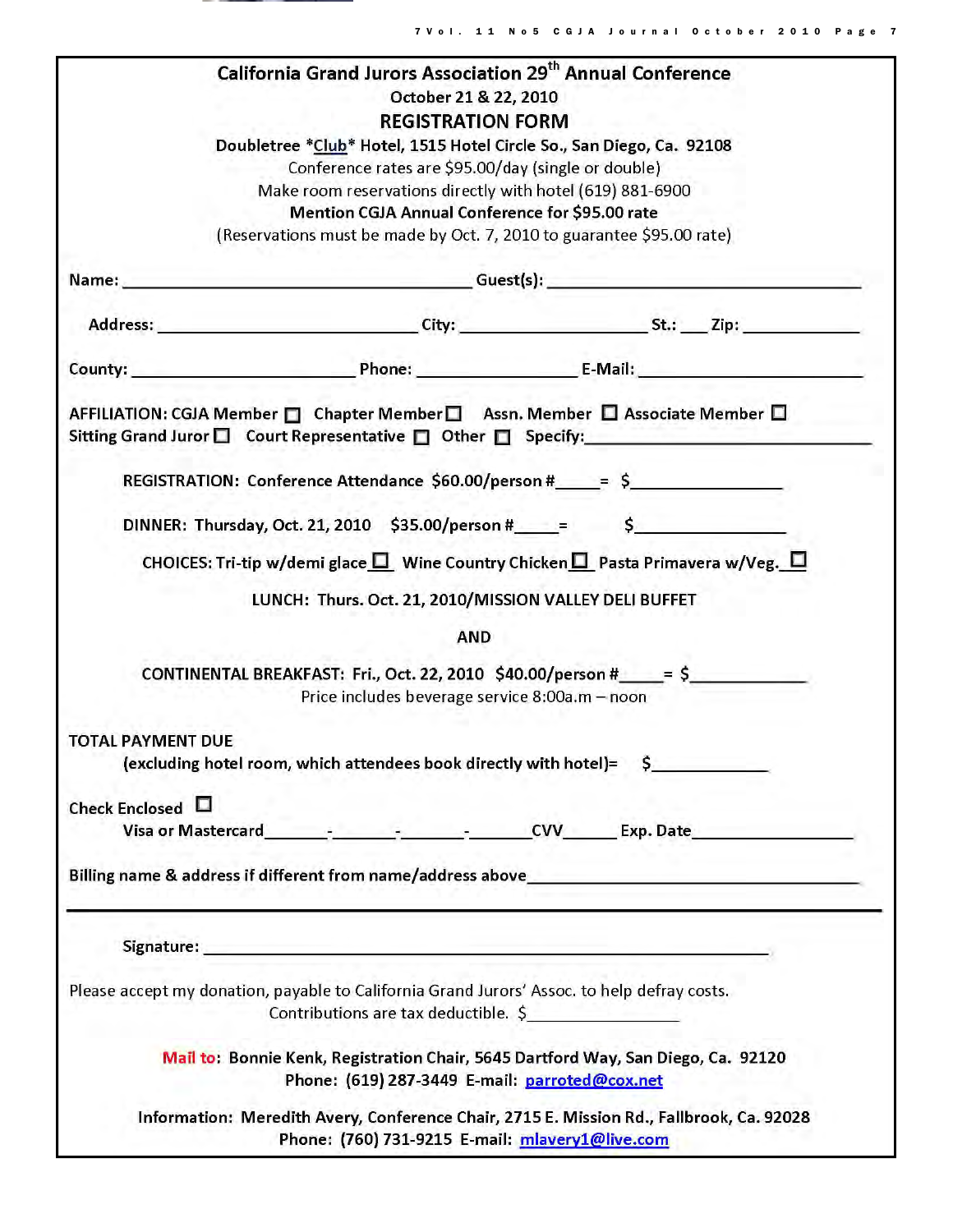# California Grand Jurors Association 29th Annual Conference

**October 21 & 22, 2010**

## REGISTRATION FORM

**Doubletree *Club* Hotel, 1515 Hotel Circle So., San Diego, Ca. 92108**

Conference rates are $95.00/day (single or double)

Make room reservations directly with hotel (619) 881-6900

**Mention CGJA Annual Conference for $95.00 rate**

(Reservations must be made by Oct. 7, 2010 to guarantee $95.00 rate)

**Name:** ______________________________ **Guest(s):** ______________________________

**Address:** ______________________ **City:** ________________ **St.:** ___ **Zip:** __________

**County:** __________________ **Phone:** ______________ **E-Mail:** ____________________

**AFFILIATION:** CGJA Member ☐ Chapter Member ☐ Assn. Member ☐ Associate Member ☐
Sitting Grand Juror ☐ Court Representative ☐ Other ☐ Specify: ______________________

**REGISTRATION:** Conference Attendance $60.00/person #_____ = $______________

**DINNER:** Thursday, Oct. 21, 2010 $35.00/person #_____ = $______________

**CHOICES:** Tri-tip w/demi glace ☐ Wine Country Chicken ☐ Pasta Primavera w/Veg. ☐

**LUNCH:** Thurs. Oct. 21, 2010/MISSION VALLEY DELI BUFFET

**AND**

**CONTINENTAL BREAKFAST:** Fri., Oct. 22, 2010 $40.00/person #_____ = $___________

Price includes beverage service 8:00a.m – noon

**TOTAL PAYMENT DUE**

**(excluding hotel room, which attendees book directly with hotel)=** $___________

**Check Enclosed** ☐

**Visa or Mastercard** _______-_______-_______-_______ **CVV** ______ **Exp. Date** ______________

**Billing name & address if different from name/address above** ______________________________

---

**Signature:** ____________________________________________________________

Please accept my donation, payable to California Grand Jurors' Assoc. to help defray costs.
Contributions are tax deductible. $______________

**Mail to: Bonnie Kenk, Registration Chair, 5645 Dartford Way, San Diego, Ca. 92120**
**Phone: (619) 287-3449 E-mail: parroted@cox.net**

**Information: Meredith Avery, Conference Chair, 2715 E. Mission Rd., Fallbrook, Ca. 92028**
**Phone: (760) 731-9215 E-mail: mlavery1@live.com**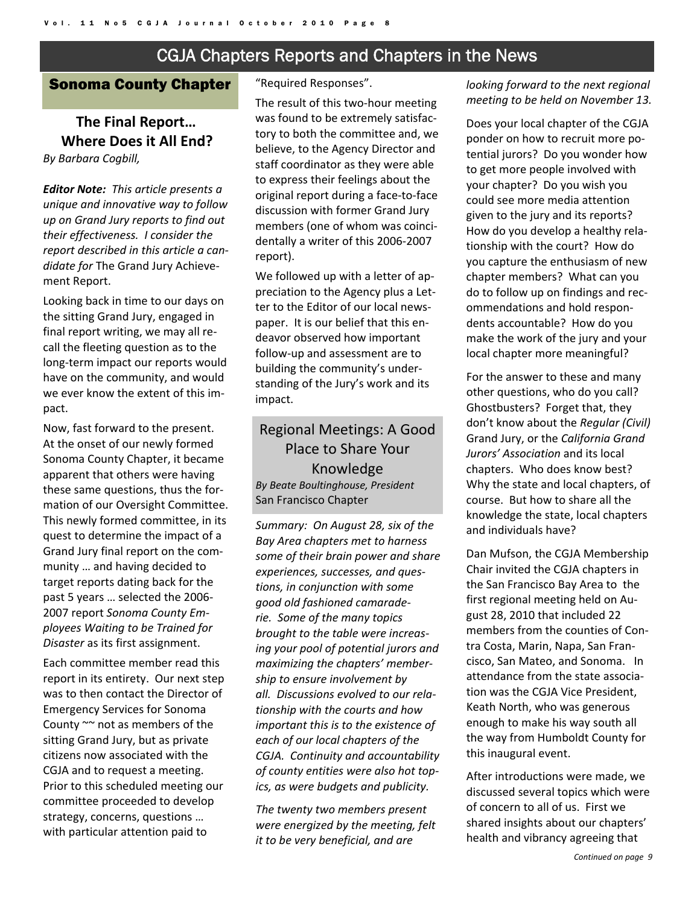# CGJA Chapters Reports and Chapters in the News

## Sonoma County Chapter

### The Final Report… Where Does it All End?

*By Barbara Cogbill,*

***Editor Note:*** *This article presents a unique and innovative way to follow up on Grand Jury reports to find out their effectiveness. I consider the report described in this article a candidate for* The Grand Jury Achievement Report.

Looking back in time to our days on the sitting Grand Jury, engaged in final report writing, we may all recall the fleeting question as to the long-term impact our reports would have on the community, and would we ever know the extent of this impact.

Now, fast forward to the present. At the onset of our newly formed Sonoma County Chapter, it became apparent that others were having these same questions, thus the formation of our Oversight Committee. This newly formed committee, in its quest to determine the impact of a Grand Jury final report on the community … and having decided to target reports dating back for the past 5 years … selected the 2006-2007 report *Sonoma County Employees Waiting to be Trained for Disaster* as its first assignment.

Each committee member read this report in its entirety. Our next step was to then contact the Director of Emergency Services for Sonoma County ~~ not as members of the sitting Grand Jury, but as private citizens now associated with the CGJA and to request a meeting. Prior to this scheduled meeting our committee proceeded to develop strategy, concerns, questions … with particular attention paid to "Required Responses".

The result of this two-hour meeting was found to be extremely satisfactory to both the committee and, we believe, to the Agency Director and staff coordinator as they were able to express their feelings about the original report during a face-to-face discussion with former Grand Jury members (one of whom was coincidentally a writer of this 2006-2007 report).

We followed up with a letter of appreciation to the Agency plus a Letter to the Editor of our local newspaper. It is our belief that this endeavor observed how important follow-up and assessment are to building the community's understanding of the Jury's work and its impact.

## Regional Meetings: A Good Place to Share Your Knowledge

*By Beate Boultinghouse, President*
San Francisco Chapter

*Summary: On August 28, six of the Bay Area chapters met to harness some of their brain power and share experiences, successes, and questions, in conjunction with some good old fashioned camaraderie. Some of the many topics brought to the table were increasing your pool of potential jurors and maximizing the chapters' membership to ensure involvement by all. Discussions evolved to our relationship with the courts and how important this is to the existence of each of our local chapters of the CGJA. Continuity and accountability of county entities were also hot topics, as were budgets and publicity.*

*The twenty two members present were energized by the meeting, felt it to be very beneficial, and are looking forward to the next regional meeting to be held on November 13.*

Does your local chapter of the CGJA ponder on how to recruit more potential jurors? Do you wonder how to get more people involved with your chapter? Do you wish you could see more media attention given to the jury and its reports? How do you develop a healthy relationship with the court? How do you capture the enthusiasm of new chapter members? What can you do to follow up on findings and recommendations and hold respondents accountable? How do you make the work of the jury and your local chapter more meaningful?

For the answer to these and many other questions, who do you call? Ghostbusters? Forget that, they don't know about the *Regular (Civil)* Grand Jury, or the *California Grand Jurors' Association* and its local chapters. Who does know best? Why the state and local chapters, of course. But how to share all the knowledge the state, local chapters and individuals have?

Dan Mufson, the CGJA Membership Chair invited the CGJA chapters in the San Francisco Bay Area to the first regional meeting held on August 28, 2010 that included 22 members from the counties of Contra Costa, Marin, Napa, San Francisco, San Mateo, and Sonoma. In attendance from the state association was the CGJA Vice President, Keath North, who was generous enough to make his way south all the way from Humboldt County for this inaugural event.

After introductions were made, we discussed several topics which were of concern to all of us. First we shared insights about our chapters' health and vibrancy agreeing that

*Continued on page 9*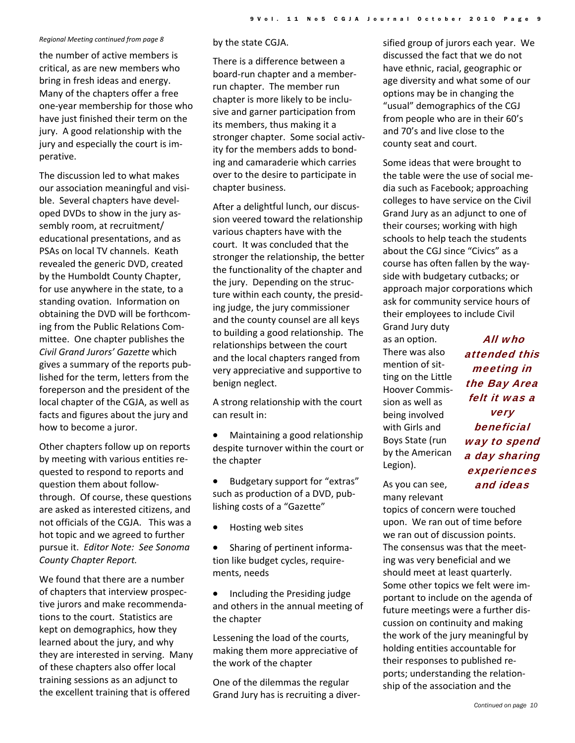*Regional Meeting continued from page 8*

the number of active members is critical, as are new members who bring in fresh ideas and energy. Many of the chapters offer a free one-year membership for those who have just finished their term on the jury. A good relationship with the jury and especially the court is imperative.

The discussion led to what makes our association meaningful and visible. Several chapters have developed DVDs to show in the jury assembly room, at recruitment/educational presentations, and as PSAs on local TV channels. Keath revealed the generic DVD, created by the Humboldt County Chapter, for use anywhere in the state, to a standing ovation. Information on obtaining the DVD will be forthcoming from the Public Relations Committee. One chapter publishes the *Civil Grand Jurors' Gazette* which gives a summary of the reports published for the term, letters from the foreperson and the president of the local chapter of the CGJA, as well as facts and figures about the jury and how to become a juror.

Other chapters follow up on reports by meeting with various entities requested to respond to reports and question them about follow-through. Of course, these questions are asked as interested citizens, and not officials of the CGJA. This was a hot topic and we agreed to further pursue it. *Editor Note: See Sonoma County Chapter Report.*

We found that there are a number of chapters that interview prospective jurors and make recommendations to the court. Statistics are kept on demographics, how they learned about the jury, and why they are interested in serving. Many of these chapters also offer local training sessions as an adjunct to the excellent training that is offered by the state CGJA.

There is a difference between a board-run chapter and a member-run chapter. The member run chapter is more likely to be inclusive and garner participation from its members, thus making it a stronger chapter. Some social activity for the members adds to bonding and camaraderie which carries over to the desire to participate in chapter business.

After a delightful lunch, our discussion veered toward the relationship various chapters have with the court. It was concluded that the stronger the relationship, the better the functionality of the chapter and the jury. Depending on the structure within each county, the presiding judge, the jury commissioner and the county counsel are all keys to building a good relationship. The relationships between the court and the local chapters ranged from very appreciative and supportive to benign neglect.

A strong relationship with the court can result in:

- Maintaining a good relationship despite turnover within the court or the chapter
- Budgetary support for "extras" such as production of a DVD, publishing costs of a "Gazette"
- Hosting web sites
- Sharing of pertinent information like budget cycles, requirements, needs
- Including the Presiding judge and others in the annual meeting of the chapter

Lessening the load of the courts, making them more appreciative of the work of the chapter

One of the dilemmas the regular Grand Jury has is recruiting a diversified group of jurors each year. We discussed the fact that we do not have ethnic, racial, geographic or age diversity and what some of our options may be in changing the "usual" demographics of the CGJ from people who are in their 60's and 70's and live close to the county seat and court.

Some ideas that were brought to the table were the use of social media such as Facebook; approaching colleges to have service on the Civil Grand Jury as an adjunct to one of their courses; working with high schools to help teach the students about the CGJ since "Civics" as a course has often fallen by the wayside with budgetary cutbacks; or approach major corporations which ask for community service hours of their employees to include Civil Grand Jury duty as an option. There was also mention of sitting on the Little Hoover Commission as well as being involved with Girls and Boys State (run by the American Legion).

***All who attended this meeting in the Bay Area felt it was a very beneficial way to spend a day sharing experiences and ideas***

As you can see, many relevant topics of concern were touched upon. We ran out of time before we ran out of discussion points. The consensus was that the meeting was very beneficial and we should meet at least quarterly. Some other topics we felt were important to include on the agenda of future meetings were a further discussion on continuity and making the work of the jury meaningful by holding entities accountable for their responses to published reports; understanding the relationship of the association and the

*Continued on page 10*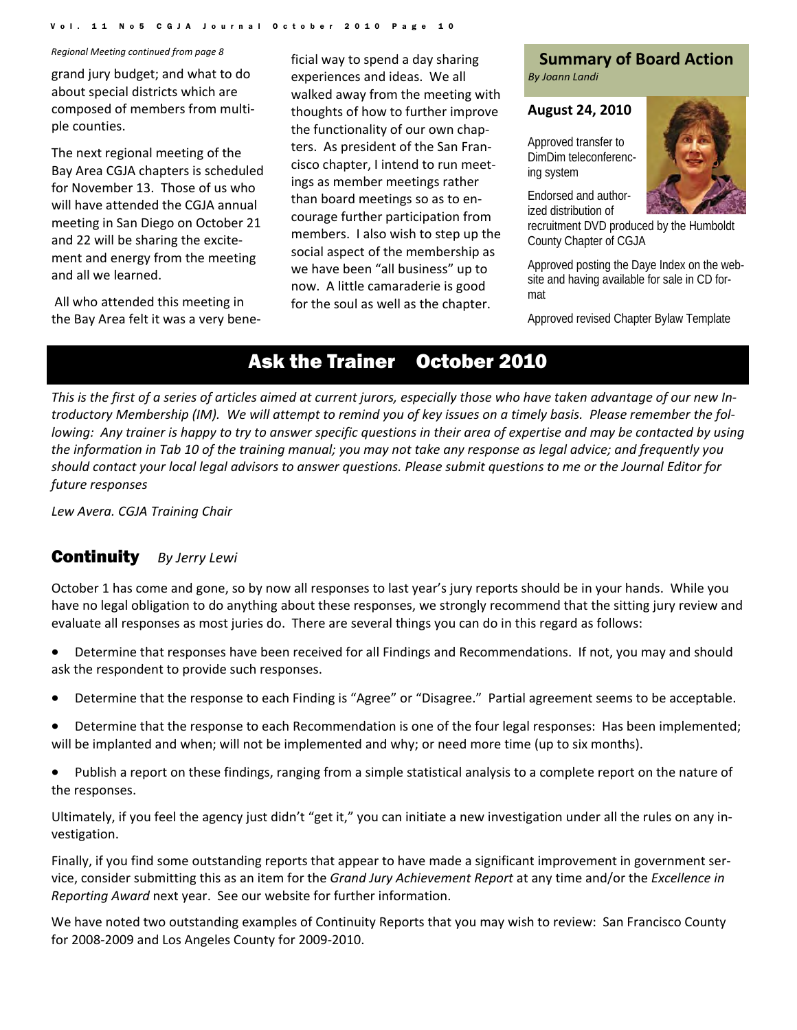*Regional Meeting continued from page 8*

grand jury budget; and what to do about special districts which are composed of members from multiple counties.

The next regional meeting of the Bay Area CGJA chapters is scheduled for November 13. Those of us who will have attended the CGJA annual meeting in San Diego on October 21 and 22 will be sharing the excitement and energy from the meeting and all we learned.

All who attended this meeting in the Bay Area felt it was a very beneficial way to spend a day sharing experiences and ideas. We all walked away from the meeting with thoughts of how to further improve the functionality of our own chapters. As president of the San Francisco chapter, I intend to run meetings as member meetings rather than board meetings so as to encourage further participation from members. I also wish to step up the social aspect of the membership as we have been "all business" up to now. A little camaraderie is good for the soul as well as the chapter.

## Summary of Board Action

*By Joann Landi*

**August 24, 2010**

Approved transfer to DimDim teleconferencing system

Endorsed and authorized distribution of recruitment DVD produced by the Humboldt County Chapter of CGJA

Approved posting the Daye Index on the website and having available for sale in CD format

Approved revised Chapter Bylaw Template

# Ask the Trainer October 2010

*This is the first of a series of articles aimed at current jurors, especially those who have taken advantage of our new Introductory Membership (IM). We will attempt to remind you of key issues on a timely basis. Please remember the following: Any trainer is happy to try to answer specific questions in their area of expertise and may be contacted by using the information in Tab 10 of the training manual; you may not take any response as legal advice; and frequently you should contact your local legal advisors to answer questions. Please submit questions to me or the Journal Editor for future responses*

*Lew Avera. CGJA Training Chair*

## Continuity *By Jerry Lewi*

October 1 has come and gone, so by now all responses to last year's jury reports should be in your hands. While you have no legal obligation to do anything about these responses, we strongly recommend that the sitting jury review and evaluate all responses as most juries do. There are several things you can do in this regard as follows:

- Determine that responses have been received for all Findings and Recommendations. If not, you may and should ask the respondent to provide such responses.
- Determine that the response to each Finding is "Agree" or "Disagree." Partial agreement seems to be acceptable.
- Determine that the response to each Recommendation is one of the four legal responses: Has been implemented; will be implanted and when; will not be implemented and why; or need more time (up to six months).
- Publish a report on these findings, ranging from a simple statistical analysis to a complete report on the nature of the responses.

Ultimately, if you feel the agency just didn't "get it," you can initiate a new investigation under all the rules on any investigation.

Finally, if you find some outstanding reports that appear to have made a significant improvement in government service, consider submitting this as an item for the *Grand Jury Achievement Report* at any time and/or the *Excellence in Reporting Award* next year. See our website for further information.

We have noted two outstanding examples of Continuity Reports that you may wish to review: San Francisco County for 2008-2009 and Los Angeles County for 2009-2010.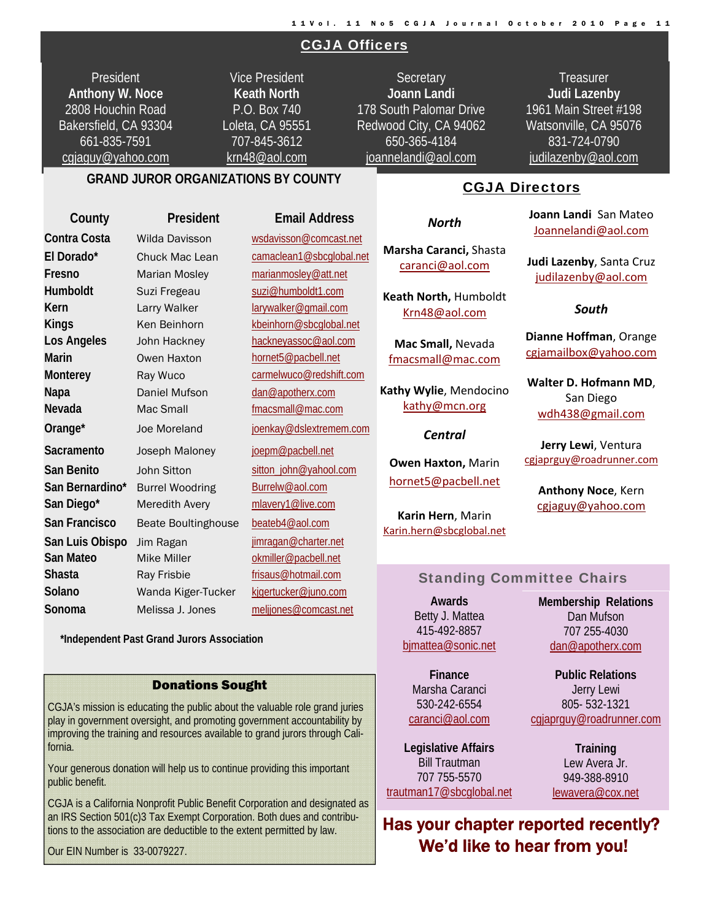## CGJA Officers

| President | Vice President | Secretary | Treasurer |
|---|---|---|---|
| **Anthony W. Noce** | **Keath North** | **Joann Landi** | **Judi Lazenby** |
| 2808 Houchin Road | P.O. Box 740 | 178 South Palomar Drive | 1961 Main Street #198 |
| Bakersfield, CA 93304 | Loleta, CA 95551 | Redwood City, CA 94062 | Watsonville, CA 95076 |
| 661-835-7591 | 707-845-3612 | 650-365-4184 | 831-724-0790 |
| cgjaguy@yahoo.com | krn48@aol.com | joannelandi@aol.com | judilazenby@aol.com |

## GRAND JUROR ORGANIZATIONS BY COUNTY

| County | President | Email Address |
|---|---|---|
| **Contra Costa** | Wilda Davisson | wsdavisson@comcast.net |
| **El Dorado*** | Chuck Mac Lean | camaclean1@sbcglobal.net |
| **Fresno** | Marian Mosley | marianmosley@att.net |
| **Humboldt** | Suzi Fregeau | suzi@humboldt1.com |
| **Kern** | Larry Walker | larywalker@gmail.com |
| **Kings** | Ken Beinhorn | kbeinhorn@sbcglobal.net |
| **Los Angeles** | John Hackney | hackneyassoc@aol.com |
| **Marin** | Owen Haxton | hornet5@pacbell.net |
| **Monterey** | Ray Wuco | carmelwuco@redshift.com |
| **Napa** | Daniel Mufson | dan@apotherx.com |
| **Nevada** | Mac Small | fmacsmall@mac.com |
| **Orange*** | Joe Moreland | joenkay@dslextremem.com |
| **Sacramento** | Joseph Maloney | joepm@pacbell.net |
| **San Benito** | John Sitton | sitton_john@yahool.com |
| **San Bernardino*** | Burrel Woodring | Burrelw@aol.com |
| **San Diego*** | Meredith Avery | mlavery1@live.com |
| **San Francisco** | Beate Boultinghouse | beateb4@aol.com |
| **San Luis Obispo** | Jim Ragan | jimragan@charter.net |
| **San Mateo** | Mike Miller | okmiller@pacbell.net |
| **Shasta** | Ray Frisbie | frisaus@hotmail.com |
| **Solano** | Wanda Kiger-Tucker | kjgertucker@juno.com |
| **Sonoma** | Melissa J. Jones | meljjones@comcast.net |

***Independent Past Grand Jurors Association**

### Donations Sought

CGJA's mission is educating the public about the valuable role grand juries play in government oversight, and promoting government accountability by improving the training and resources available to grand jurors through California.

Your generous donation will help us to continue providing this important public benefit.

CGJA is a California Nonprofit Public Benefit Corporation and designated as an IRS Section 501(c)3 Tax Exempt Corporation. Both dues and contributions to the association are deductible to the extent permitted by law.

Our EIN Number is 33-0079227.

## CGJA Directors

### *North*

**Marsha Caranci,** Shasta
caranci@aol.com

**Keath North,** Humboldt
Krn48@aol.com

**Mac Small,** Nevada
fmacsmall@mac.com

**Kathy Wylie**, Mendocino
kathy@mcn.org

### *Central*

**Owen Haxton,** Marin
hornet5@pacbell.net

**Karin Hern**, Marin
Karin.hern@sbcglobal.net

**Joann Landi** San Mateo
Joannelandi@aol.com

**Judi Lazenby**, Santa Cruz
judilazenby@aol.com

### *South*

**Dianne Hoffman**, Orange
cgjamailbox@yahoo.com

**Walter D. Hofmann MD**, San Diego
wdh438@gmail.com

**Jerry Lewi**, Ventura
cgjaprguy@roadrunner.com

**Anthony Noce**, Kern
cgjaguy@yahoo.com

## Standing Committee Chairs

**Awards**
Betty J. Mattea
415-492-8857
bjmattea@sonic.net

**Membership Relations**
Dan Mufson
707 255-4030
dan@apotherx.com

**Finance**
Marsha Caranci
530-242-6554
caranci@aol.com

**Public Relations**
Jerry Lewi
805- 532-1321
cgjaprguy@roadrunner.com

**Legislative Affairs**
Bill Trautman
707 755-5570
trautman17@sbcglobal.net

**Training**
Lew Avera Jr.
949-388-8910
lewavera@cox.net

**Has your chapter reported recently? We'd like to hear from you!**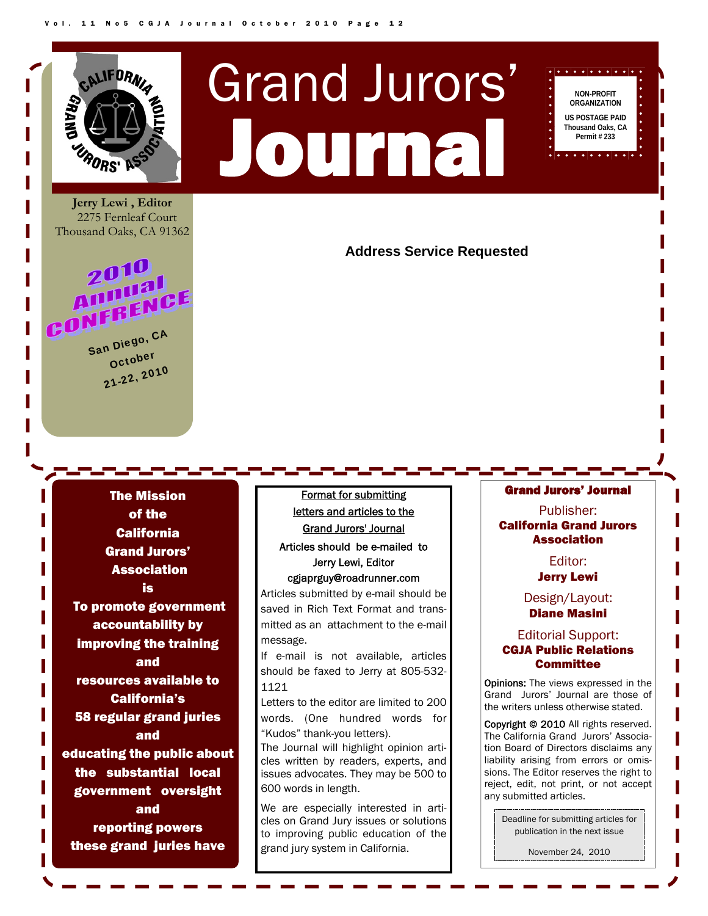# Grand Jurors' Journal

NON-PROFIT ORGANIZATION

US POSTAGE PAID
Thousand Oaks, CA
Permit # 233

**Jerry Lewi , Editor**
2275 Fernleaf Court
Thousand Oaks, CA 91362

**2010 Annual CONFRENCE**
San Diego, CA
October
21-22, 2010

**Address Service Requested**

**The Mission of the California Grand Jurors' Association is To promote government accountability by improving the training and resources available to California's 58 regular grand juries and educating the public about the substantial local government oversight and reporting powers these grand juries have**

Format for submitting letters and articles to the Grand Jurors' Journal

Articles should be e-mailed to Jerry Lewi, Editor
cgjaprguy@roadrunner.com

Articles submitted by e-mail should be saved in Rich Text Format and transmitted as an attachment to the e-mail message.

If e-mail is not available, articles should be faxed to Jerry at 805-532-1121

Letters to the editor are limited to 200 words. (One hundred words for "Kudos" thank-you letters).

The Journal will highlight opinion articles written by readers, experts, and issues advocates. They may be 500 to 600 words in length.

We are especially interested in articles on Grand Jury issues or solutions to improving public education of the grand jury system in California.

**Grand Jurors' Journal**

Publisher:
**California Grand Jurors Association**

Editor:
**Jerry Lewi**

Design/Layout:
**Diane Masini**

Editorial Support:
**CGJA Public Relations Committee**

**Opinions:** The views expressed in the Grand Jurors' Journal are those of the writers unless otherwise stated.

**Copyright © 2010** All rights reserved. The California Grand Jurors' Association Board of Directors disclaims any liability arising from errors or omissions. The Editor reserves the right to reject, edit, not print, or not accept any submitted articles.

Deadline for submitting articles for publication in the next issue

November 24, 2010